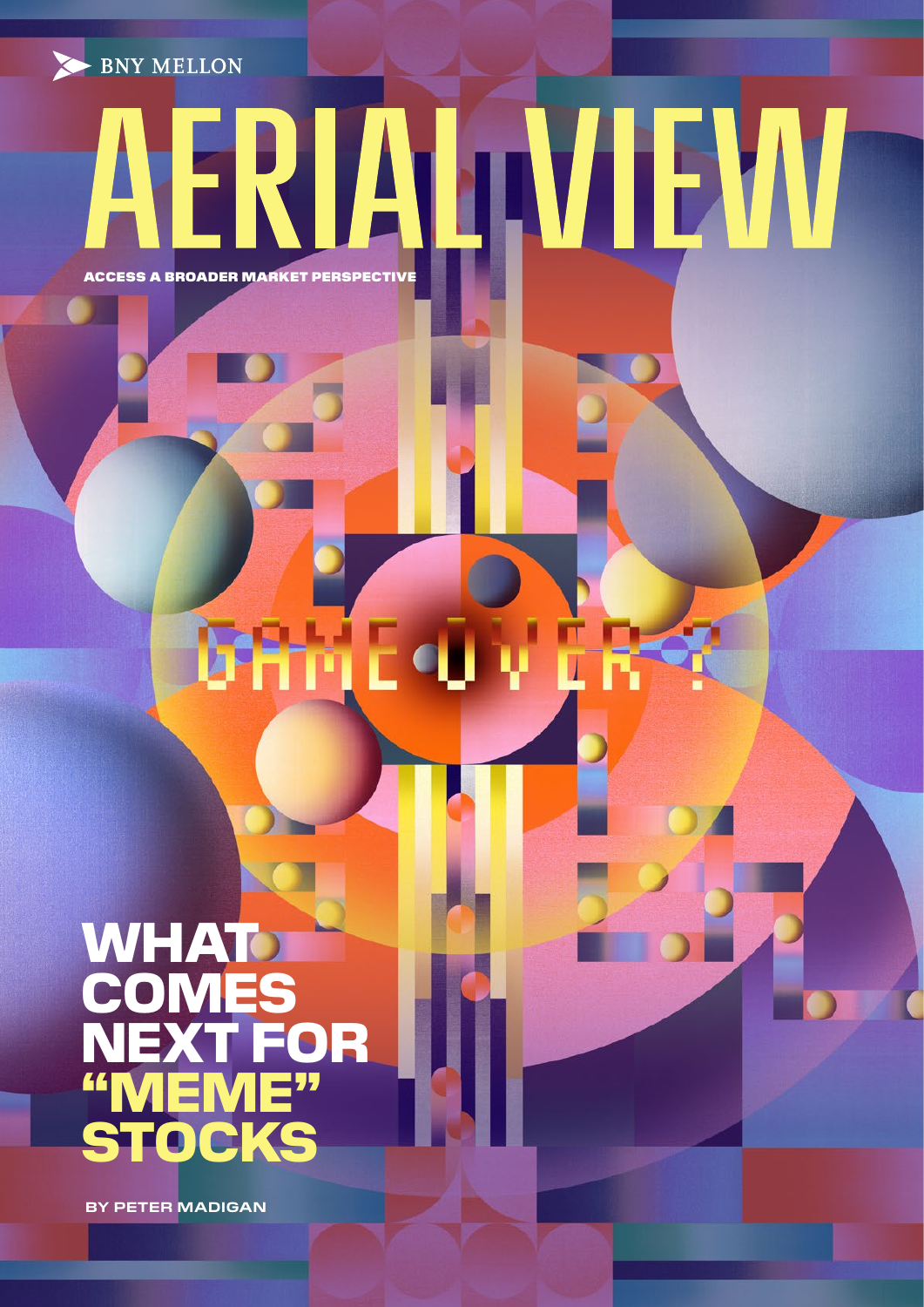BNY MELLON

# AERIAL VIEW

**ACCESS A BROADER MARKET PERSPECTIVE**

GAME OVER?

## WHAT COMES NEXT FOR "MEME" STOCKS

**BY PETER MADIGAN**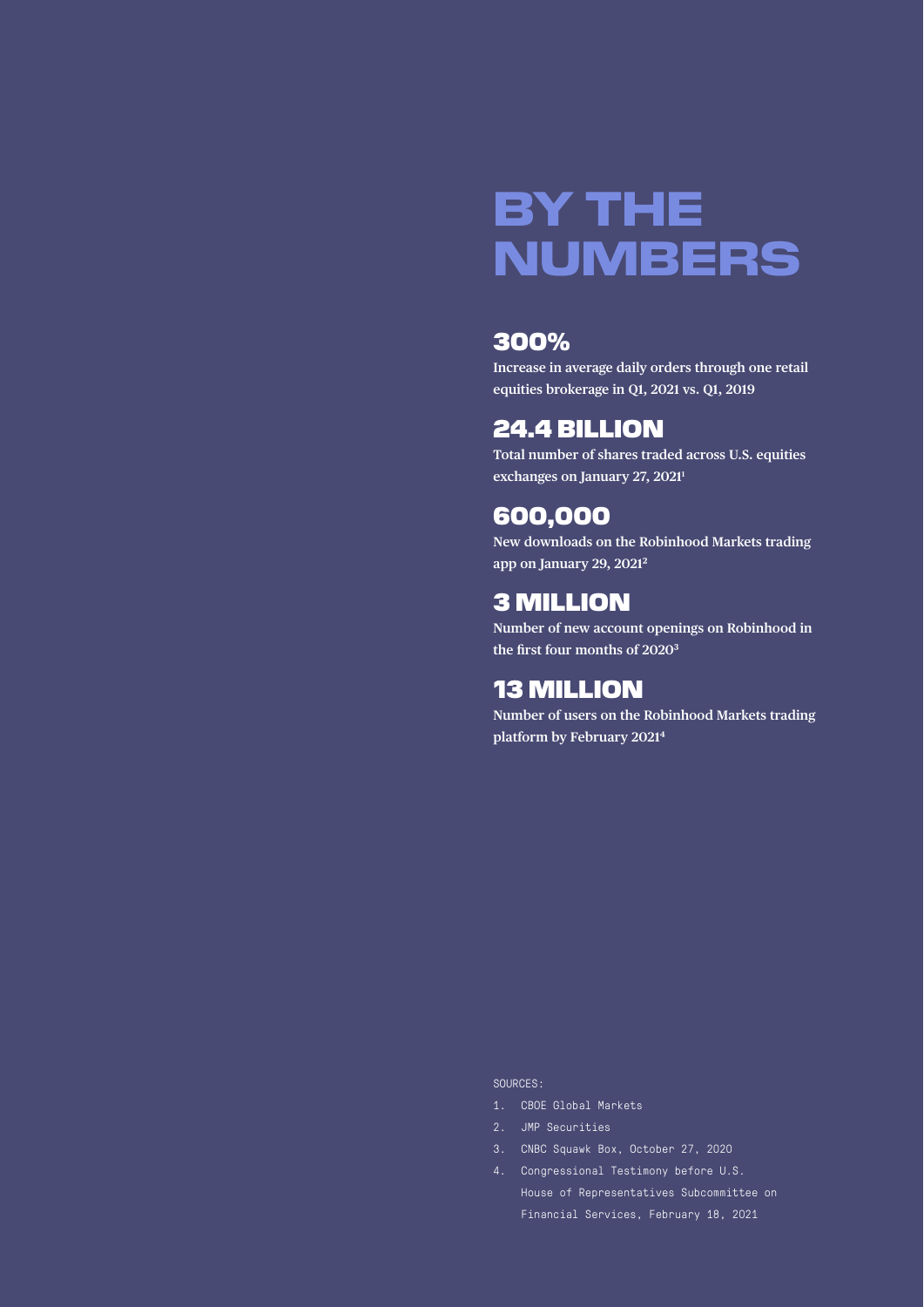# BY THE NUMBERS

## 300%

**Increase in average daily orders through one retail equities brokerage in Q1, 2021 vs. Q1, 2019**

## 24.4 BILLION

**Total number of shares traded across U.S. equities exchanges on January 27, 2021[1]**

## 600,000

**New downloads on the Robinhood Markets trading app on January 29, 2021[2]**

## 3 MILLION

**Number of new account openings on Robinhood in the first four months of 2020[3]**

## 13 MILLION

**Number of users on the Robinhood Markets trading platform by February 2021[4]**

SOURCES:

1. CBOE Global Markets
2. JMP Securities
3. CNBC Squawk Box, October 27, 2020
4. Congressional Testimony before U.S. House of Representatives Subcommittee on Financial Services, February 18, 2021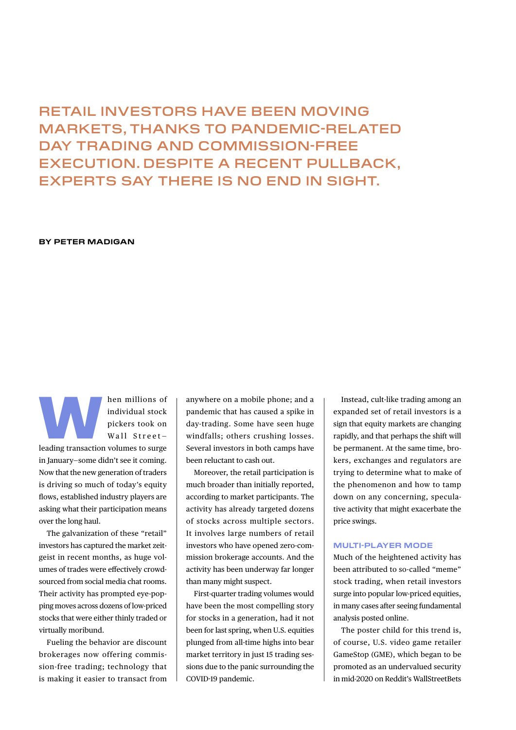## RETAIL INVESTORS HAVE BEEN MOVING MARKETS, THANKS TO PANDEMIC-RELATED DAY TRADING AND COMMISSION-FREE EXECUTION. DESPITE A RECENT PULLBACK, EXPERTS SAY THERE IS NO END IN SIGHT.

**BY PETER MADIGAN**

When millions of individual stock pickers took on Wall Street—leading transaction volumes to surge in January—some didn't see it coming. Now that the new generation of traders is driving so much of today's equity flows, established industry players are asking what their participation means over the long haul.

The galvanization of these "retail" investors has captured the market zeitgeist in recent months, as huge volumes of trades were effectively crowdsourced from social media chat rooms. Their activity has prompted eye-popping moves across dozens of low-priced stocks that were either thinly traded or virtually moribund.

Fueling the behavior are discount brokerages now offering commission-free trading; technology that is making it easier to transact from anywhere on a mobile phone; and a pandemic that has caused a spike in day-trading. Some have seen huge windfalls; others crushing losses. Several investors in both camps have been reluctant to cash out.

Moreover, the retail participation is much broader than initially reported, according to market participants. The activity has already targeted dozens of stocks across multiple sectors. It involves large numbers of retail investors who have opened zero-commission brokerage accounts. And the activity has been underway far longer than many might suspect.

First-quarter trading volumes would have been the most compelling story for stocks in a generation, had it not been for last spring, when U.S. equities plunged from all-time highs into bear market territory in just 15 trading sessions due to the panic surrounding the COVID-19 pandemic.

Instead, cult-like trading among an expanded set of retail investors is a sign that equity markets are changing rapidly, and that perhaps the shift will be permanent. At the same time, brokers, exchanges and regulators are trying to determine what to make of the phenomenon and how to tamp down on any concerning, speculative activity that might exacerbate the price swings.

### MULTI-PLAYER MODE

Much of the heightened activity has been attributed to so-called "meme" stock trading, when retail investors surge into popular low-priced equities, in many cases after seeing fundamental analysis posted online.

The poster child for this trend is, of course, U.S. video game retailer GameStop (GME), which began to be promoted as an undervalued security in mid-2020 on Reddit's WallStreetBets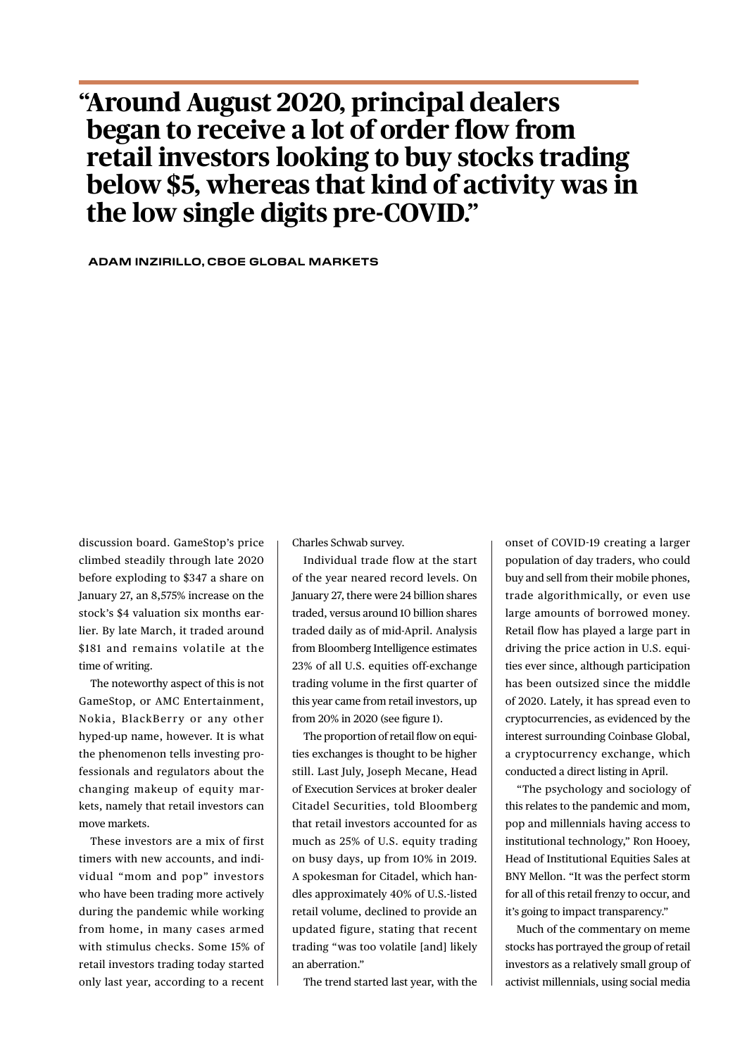> **"Around August 2020, principal dealers began to receive a lot of order flow from retail investors looking to buy stocks trading below $5, whereas that kind of activity was in the low single digits pre-COVID."**
>
> ADAM INZIRILLO, CBOE GLOBAL MARKETS

discussion board. GameStop's price climbed steadily through late 2020 before exploding to $347 a share on January 27, an 8,575% increase on the stock's $4 valuation six months earlier. By late March, it traded around $181 and remains volatile at the time of writing.

The noteworthy aspect of this is not GameStop, or AMC Entertainment, Nokia, BlackBerry or any other hyped-up name, however. It is what the phenomenon tells investing professionals and regulators about the changing makeup of equity markets, namely that retail investors can move markets.

These investors are a mix of first timers with new accounts, and individual "mom and pop" investors who have been trading more actively during the pandemic while working from home, in many cases armed with stimulus checks. Some 15% of retail investors trading today started only last year, according to a recent Charles Schwab survey.

Individual trade flow at the start of the year neared record levels. On January 27, there were 24 billion shares traded, versus around 10 billion shares traded daily as of mid-April. Analysis from Bloomberg Intelligence estimates 23% of all U.S. equities off-exchange trading volume in the first quarter of this year came from retail investors, up from 20% in 2020 (see figure 1).

The proportion of retail flow on equities exchanges is thought to be higher still. Last July, Joseph Mecane, Head of Execution Services at broker dealer Citadel Securities, told Bloomberg that retail investors accounted for as much as 25% of U.S. equity trading on busy days, up from 10% in 2019. A spokesman for Citadel, which handles approximately 40% of U.S.-listed retail volume, declined to provide an updated figure, stating that recent trading "was too volatile [and] likely an aberration."

The trend started last year, with the onset of COVID-19 creating a larger population of day traders, who could buy and sell from their mobile phones, trade algorithmically, or even use large amounts of borrowed money. Retail flow has played a large part in driving the price action in U.S. equities ever since, although participation has been outsized since the middle of 2020. Lately, it has spread even to cryptocurrencies, as evidenced by the interest surrounding Coinbase Global, a cryptocurrency exchange, which conducted a direct listing in April.

"The psychology and sociology of this relates to the pandemic and mom, pop and millennials having access to institutional technology," Ron Hooey, Head of Institutional Equities Sales at BNY Mellon. "It was the perfect storm for all of this retail frenzy to occur, and it's going to impact transparency."

Much of the commentary on meme stocks has portrayed the group of retail investors as a relatively small group of activist millennials, using social media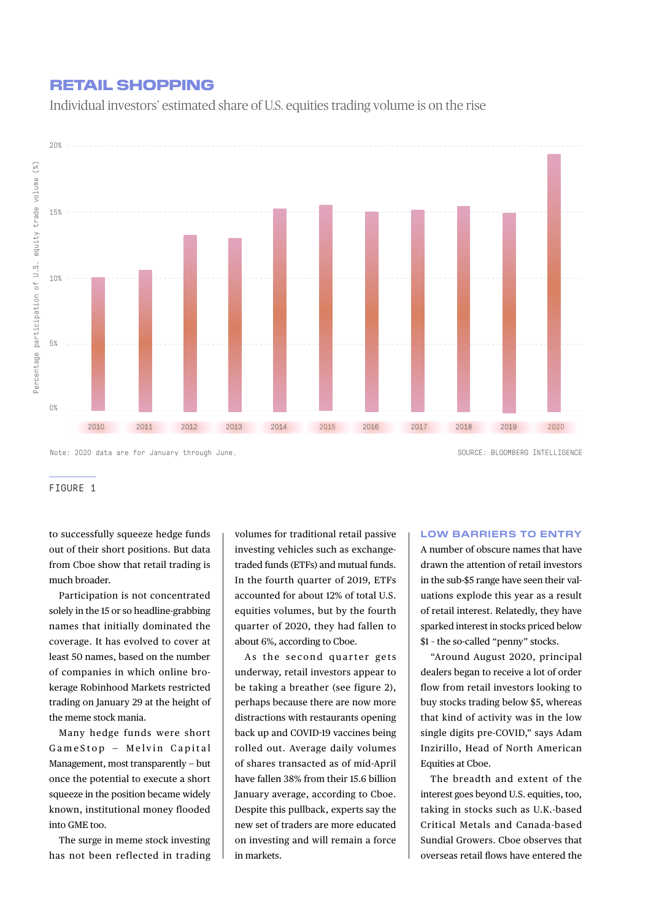## RETAIL SHOPPING

Individual investors' estimated share of U.S. equities trading volume is on the rise

Note: 2020 data are for January through June.

SOURCE: BLOOMBERG INTELLIGENCE

FIGURE 1

to successfully squeeze hedge funds out of their short positions. But data from Cboe show that retail trading is much broader.

Participation is not concentrated solely in the 15 or so headline-grabbing names that initially dominated the coverage. It has evolved to cover at least 50 names, based on the number of companies in which online brokerage Robinhood Markets restricted trading on January 29 at the height of the meme stock mania.

Many hedge funds were short GameStop – Melvin Capital Management, most transparently – but once the potential to execute a short squeeze in the position became widely known, institutional money flooded into GME too.

The surge in meme stock investing has not been reflected in trading volumes for traditional retail passive investing vehicles such as exchange-traded funds (ETFs) and mutual funds. In the fourth quarter of 2019, ETFs accounted for about 12% of total U.S. equities volumes, but by the fourth quarter of 2020, they had fallen to about 6%, according to Cboe.

As the second quarter gets underway, retail investors appear to be taking a breather (see figure 2), perhaps because there are now more distractions with restaurants opening back up and COVID-19 vaccines being rolled out. Average daily volumes of shares transacted as of mid-April have fallen 38% from their 15.6 billion January average, according to Cboe. Despite this pullback, experts say the new set of traders are more educated on investing and will remain a force in markets.

### LOW BARRIERS TO ENTRY

A number of obscure names that have drawn the attention of retail investors in the sub-$5 range have seen their valuations explode this year as a result of retail interest. Relatedly, they have sparked interest in stocks priced below $1 - the so-called "penny" stocks.

"Around August 2020, principal dealers began to receive a lot of order flow from retail investors looking to buy stocks trading below $5, whereas that kind of activity was in the low single digits pre-COVID," says Adam Inzirillo, Head of North American Equities at Cboe.

The breadth and extent of the interest goes beyond U.S. equities, too, taking in stocks such as U.K.-based Critical Metals and Canada-based Sundial Growers. Cboe observes that overseas retail flows have entered the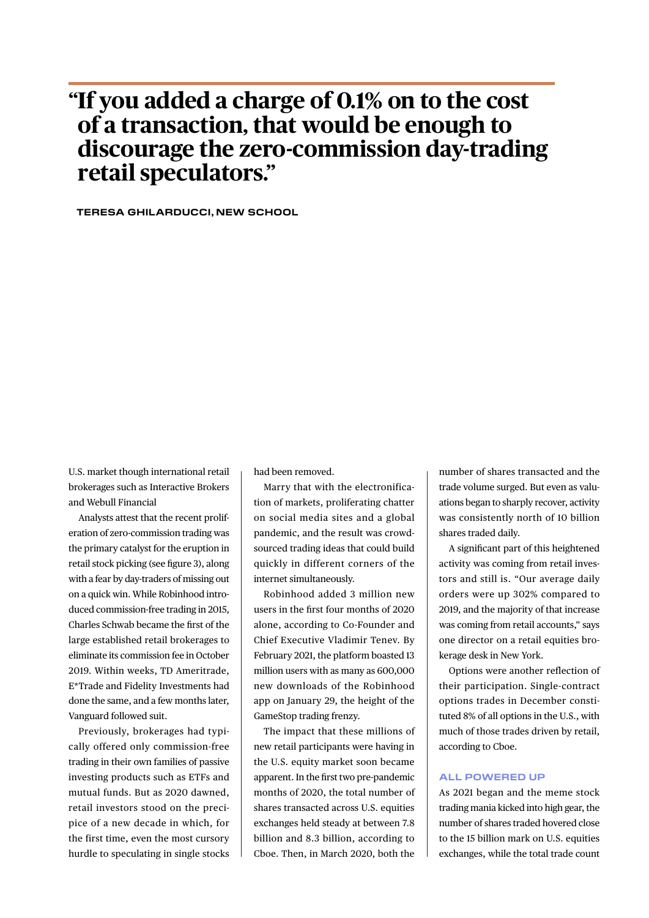> **“If you added a charge of 0.1% on to the cost of a transaction, that would be enough to discourage the zero-commission day-trading retail speculators.”**
>
> **TERESA GHILARDUCCI, NEW SCHOOL**

U.S. market though international retail brokerages such as Interactive Brokers and Webull Financial

Analysts attest that the recent proliferation of zero-commission trading was the primary catalyst for the eruption in retail stock picking (see figure 3), along with a fear by day-traders of missing out on a quick win. While Robinhood introduced commission-free trading in 2015, Charles Schwab became the first of the large established retail brokerages to eliminate its commission fee in October 2019. Within weeks, TD Ameritrade, E*Trade and Fidelity Investments had done the same, and a few months later, Vanguard followed suit.

Previously, brokerages had typically offered only commission-free trading in their own families of passive investing products such as ETFs and mutual funds. But as 2020 dawned, retail investors stood on the precipice of a new decade in which, for the first time, even the most cursory hurdle to speculating in single stocks had been removed.

Marry that with the electronification of markets, proliferating chatter on social media sites and a global pandemic, and the result was crowd-sourced trading ideas that could build quickly in different corners of the internet simultaneously.

Robinhood added 3 million new users in the first four months of 2020 alone, according to Co-Founder and Chief Executive Vladimir Tenev. By February 2021, the platform boasted 13 million users with as many as 600,000 new downloads of the Robinhood app on January 29, the height of the GameStop trading frenzy.

The impact that these millions of new retail participants were having in the U.S. equity market soon became apparent. In the first two pre-pandemic months of 2020, the total number of shares transacted across U.S. equities exchanges held steady at between 7.8 billion and 8.3 billion, according to Cboe. Then, in March 2020, both the number of shares transacted and the trade volume surged. But even as valuations began to sharply recover, activity was consistently north of 10 billion shares traded daily.

A significant part of this heightened activity was coming from retail investors and still is. “Our average daily orders were up 302% compared to 2019, and the majority of that increase was coming from retail accounts,” says one director on a retail equities brokerage desk in New York.

Options were another reflection of their participation. Single-contract options trades in December constituted 8% of all options in the U.S., with much of those trades driven by retail, according to Cboe.

### ALL POWERED UP

As 2021 began and the meme stock trading mania kicked into high gear, the number of shares traded hovered close to the 15 billion mark on U.S. equities exchanges, while the total trade count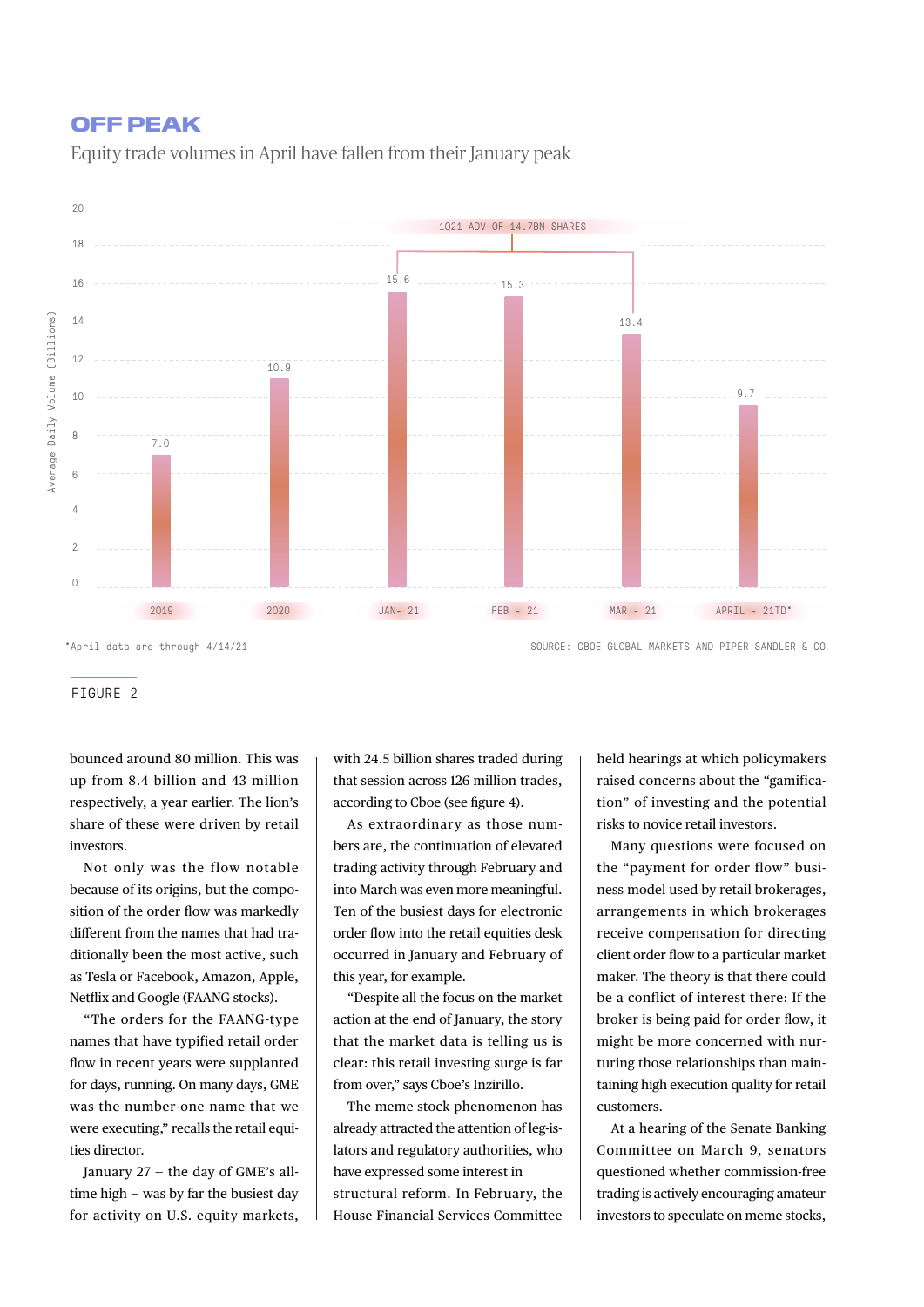## OFF PEAK

Equity trade volumes in April have fallen from their January peak

| Period | Average Daily Volume (Billions) |
|---|---|
| 2019 | 7.0 |
| 2020 | 10.9 |
| JAN- 21 | 15.6 |
| FEB - 21 | 15.3 |
| MAR - 21 | 13.4 |
| APRIL - 21TD* | 9.7 |

1Q21 ADV OF 14.7BN SHARES

*April data are through 4/14/21

SOURCE: CBOE GLOBAL MARKETS AND PIPER SANDLER & CO.

FIGURE 2

bounced around 80 million. This was up from 8.4 billion and 43 million respectively, a year earlier. The lion's share of these were driven by retail investors.

Not only was the flow notable because of its origins, but the composition of the order flow was markedly different from the names that had traditionally been the most active, such as Tesla or Facebook, Amazon, Apple, Netflix and Google (FAANG stocks).

"The orders for the FAANG-type names that have typified retail order flow in recent years were supplanted for days, running. On many days, GME was the number-one name that we were executing," recalls the retail equities director.

January 27 – the day of GME's all-time high – was by far the busiest day for activity on U.S. equity markets, with 24.5 billion shares traded during that session across 126 million trades, according to Cboe (see figure 4).

As extraordinary as those numbers are, the continuation of elevated trading activity through February and into March was even more meaningful. Ten of the busiest days for electronic order flow into the retail equities desk occurred in January and February of this year, for example.

"Despite all the focus on the market action at the end of January, the story that the market data is telling us is clear: this retail investing surge is far from over," says Cboe's Inzirillo.

The meme stock phenomenon has already attracted the attention of legislators and regulatory authorities, who have expressed some interest in structural reform. In February, the House Financial Services Committee held hearings at which policymakers raised concerns about the "gamification" of investing and the potential risks to novice retail investors.

Many questions were focused on the "payment for order flow" business model used by retail brokerages, arrangements in which brokerages receive compensation for directing client order flow to a particular market maker. The theory is that there could be a conflict of interest there: If the broker is being paid for order flow, it might be more concerned with nurturing those relationships than maintaining high execution quality for retail customers.

At a hearing of the Senate Banking Committee on March 9, senators questioned whether commission-free trading is actively encouraging amateur investors to speculate on meme stocks,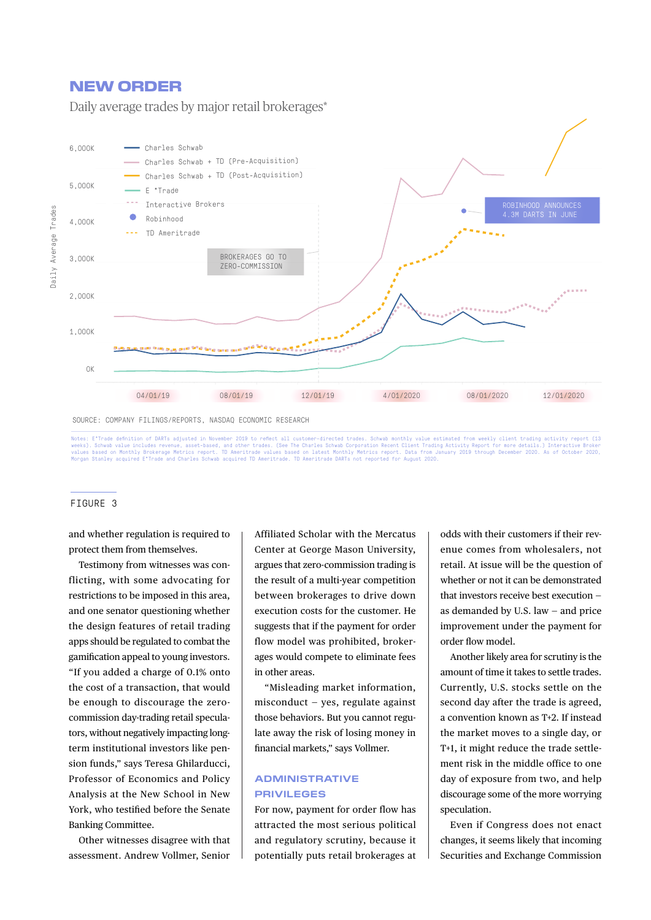## NEW ORDER

Daily average trades by major retail brokerages*

Daily Average Trades

6,000K
5,000K
4,000K
3,000K
2,000K
1,000K
0K

04/01/19 08/01/19 12/01/19 4/01/2020 08/01/2020 12/01/2020

- Charles Schwab
- Charles Schwab + TD (Pre-Acquisition)
- Charles Schwab + TD (Post-Acquisition)
- E*Trade
- Interactive Brokers
- Robinhood
- TD Ameritrade

BROKERAGES GO TO ZERO-COMMISSION

ROBINHOOD ANNOUNCES 4.3M DARTS IN JUNE

SOURCE: COMPANY FILINGS/REPORTS, NASDAQ ECONOMIC RESEARCH

Notes: E*Trade definition of DARTs adjusted in November 2019 to reflect all customer-directed trades. Schwab monthly value estimated from weekly client trading activity report (13 weeks). Schwab value includes revenue, asset-based, and other trades. (See The Charles Schwab Corporation Recent Client Trading Activity Report for more details.) Interactive Broker values based on Monthly Brokerage Metrics report. TD Ameritrade values based on latest Monthly Metrics report. Data from January 2019 through December 2020. As of October 2020, Morgan Stanley acquired E*Trade and Charles Schwab acquired TD Ameritrade. TD Ameritrade DARTs not reported for August 2020.

FIGURE 3

and whether regulation is required to protect them from themselves.

Testimony from witnesses was conflicting, with some advocating for restrictions to be imposed in this area, and one senator questioning whether the design features of retail trading apps should be regulated to combat the gamification appeal to young investors. "If you added a charge of 0.1% onto the cost of a transaction, that would be enough to discourage the zero-commission day-trading retail speculators, without negatively impacting long-term institutional investors like pension funds," says Teresa Ghilarducci, Professor of Economics and Policy Analysis at the New School in New York, who testified before the Senate Banking Committee.

Other witnesses disagree with that assessment. Andrew Vollmer, Senior Affiliated Scholar with the Mercatus Center at George Mason University, argues that zero-commission trading is the result of a multi-year competition between brokerages to drive down execution costs for the customer. He suggests that if the payment for order flow model was prohibited, brokerages would compete to eliminate fees in other areas.

"Misleading market information, misconduct – yes, regulate against those behaviors. But you cannot regulate away the risk of losing money in financial markets," says Vollmer.

### ADMINISTRATIVE PRIVILEGES

For now, payment for order flow has attracted the most serious political and regulatory scrutiny, because it potentially puts retail brokerages at odds with their customers if their revenue comes from wholesalers, not retail. At issue will be the question of whether or not it can be demonstrated that investors receive best execution – as demanded by U.S. law – and price improvement under the payment for order flow model.

Another likely area for scrutiny is the amount of time it takes to settle trades. Currently, U.S. stocks settle on the second day after the trade is agreed, a convention known as T+2. If instead the market moves to a single day, or T+1, it might reduce the trade settlement risk in the middle office to one day of exposure from two, and help discourage some of the more worrying speculation.

Even if Congress does not enact changes, it seems likely that incoming Securities and Exchange Commission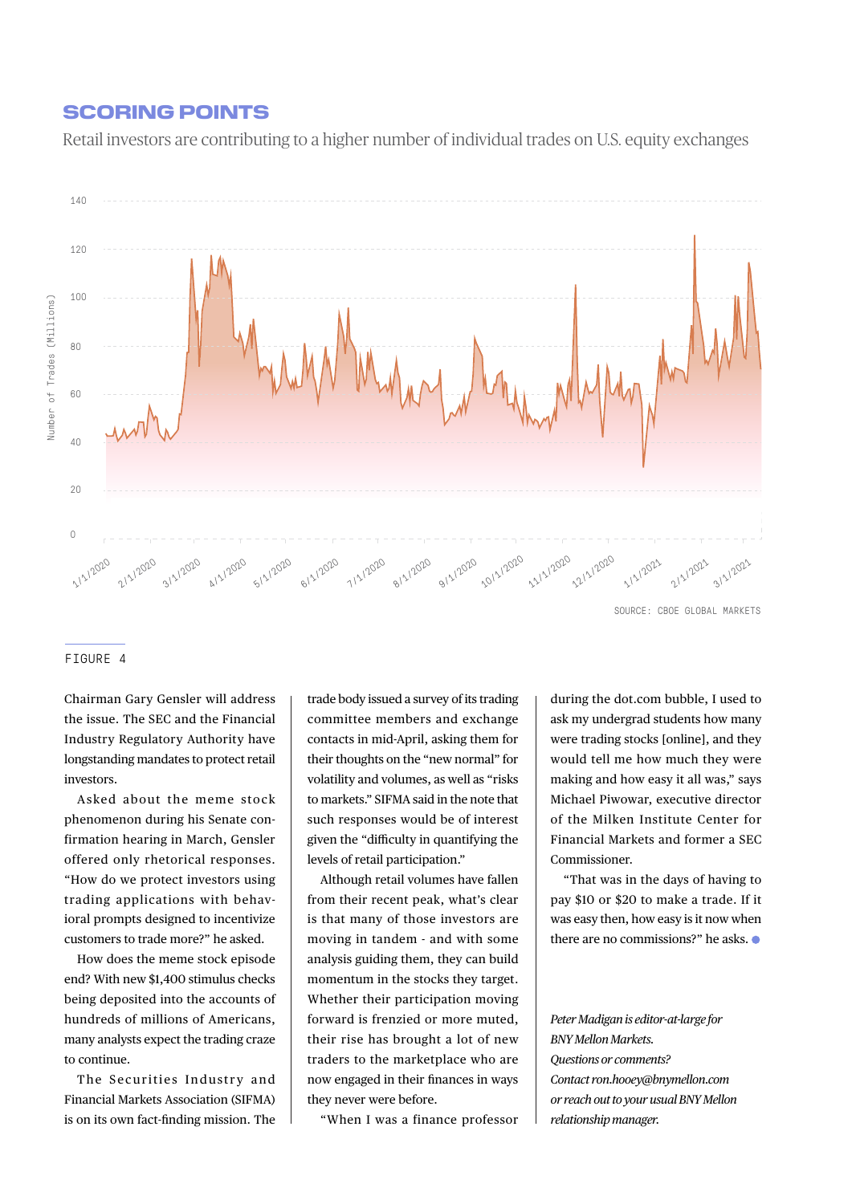## SCORING POINTS

Retail investors are contributing to a higher number of individual trades on U.S. equity exchanges

SOURCE: CBOE GLOBAL MARKETS

FIGURE 4

Chairman Gary Gensler will address the issue. The SEC and the Financial Industry Regulatory Authority have longstanding mandates to protect retail investors.

Asked about the meme stock phenomenon during his Senate confirmation hearing in March, Gensler offered only rhetorical responses. "How do we protect investors using trading applications with behavioral prompts designed to incentivize customers to trade more?" he asked.

How does the meme stock episode end? With new $1,400 stimulus checks being deposited into the accounts of hundreds of millions of Americans, many analysts expect the trading craze to continue.

The Securities Industry and Financial Markets Association (SIFMA) is on its own fact-finding mission. The trade body issued a survey of its trading committee members and exchange contacts in mid-April, asking them for their thoughts on the "new normal" for volatility and volumes, as well as "risks to markets." SIFMA said in the note that such responses would be of interest given the "difficulty in quantifying the levels of retail participation."

Although retail volumes have fallen from their recent peak, what's clear is that many of those investors are moving in tandem - and with some analysis guiding them, they can build momentum in the stocks they target. Whether their participation moving forward is frenzied or more muted, their rise has brought a lot of new traders to the marketplace who are now engaged in their finances in ways they never were before.

"When I was a finance professor during the dot.com bubble, I used to ask my undergrad students how many were trading stocks [online], and they would tell me how much they were making and how easy it all was," says Michael Piwowar, executive director of the Milken Institute Center for Financial Markets and former a SEC Commissioner.

"That was in the days of having to pay $10 or $20 to make a trade. If it was easy then, how easy is it now when there are no commissions?" he asks.

*Peter Madigan is editor-at-large for BNY Mellon Markets. Questions or comments? Contact ron.hooey@bnymellon.com or reach out to your usual BNY Mellon relationship manager.*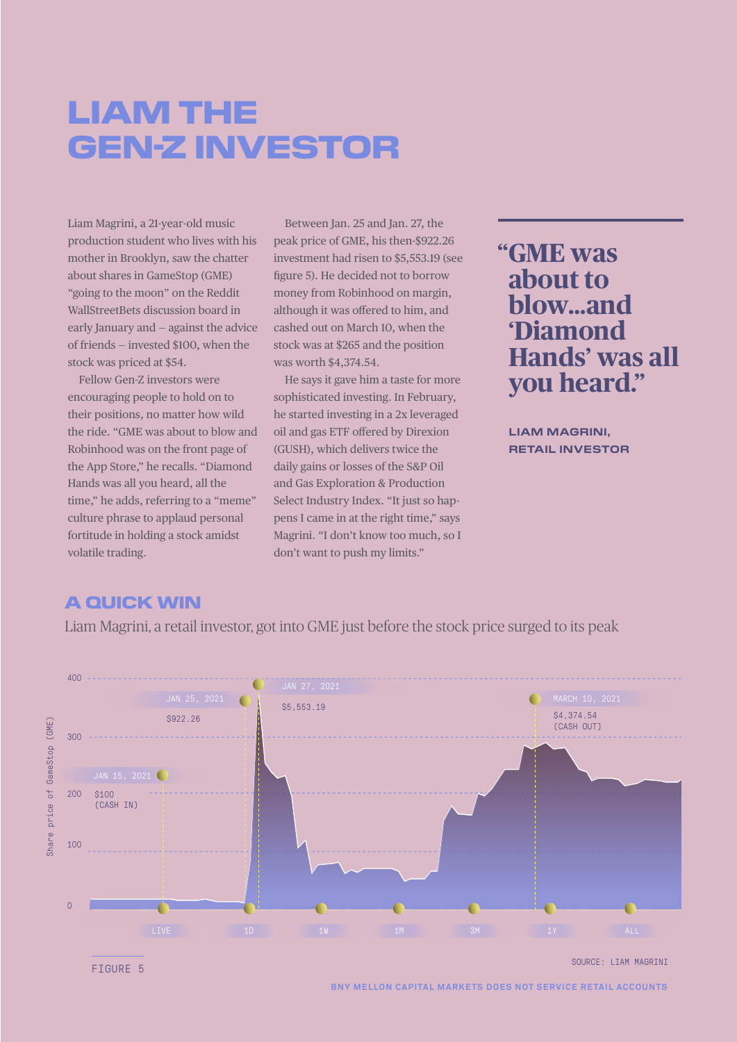# LIAM THE GEN-Z INVESTOR

Liam Magrini, a 21-year-old music production student who lives with his mother in Brooklyn, saw the chatter about shares in GameStop (GME) "going to the moon" on the Reddit WallStreetBets discussion board in early January and – against the advice of friends – invested $100, when the stock was priced at $54.

Fellow Gen-Z investors were encouraging people to hold on to their positions, no matter how wild the ride. "GME was about to blow and Robinhood was on the front page of the App Store," he recalls. "Diamond Hands was all you heard, all the time," he adds, referring to a "meme" culture phrase to applaud personal fortitude in holding a stock amidst volatile trading.

Between Jan. 25 and Jan. 27, the peak price of GME, his then-$922.26 investment had risen to $5,553.19 (see figure 5). He decided not to borrow money from Robinhood on margin, although it was offered to him, and cashed out on March 10, when the stock was at $265 and the position was worth $4,374.54.

He says it gave him a taste for more sophisticated investing. In February, he started investing in a 2x leveraged oil and gas ETF offered by Direxion (GUSH), which delivers twice the daily gains or losses of the S&P Oil and Gas Exploration & Production Select Industry Index. "It just so happens I came in at the right time," says Magrini. "I don't know too much, so I don't want to push my limits."

> **"GME was about to blow...and 'Diamond Hands' was all you heard."**
>
> **LIAM MAGRINI, RETAIL INVESTOR**

## A QUICK WIN

Liam Magrini, a retail investor, got into GME just before the stock price surged to its peak

FIGURE 5

SOURCE: LIAM MAGRINI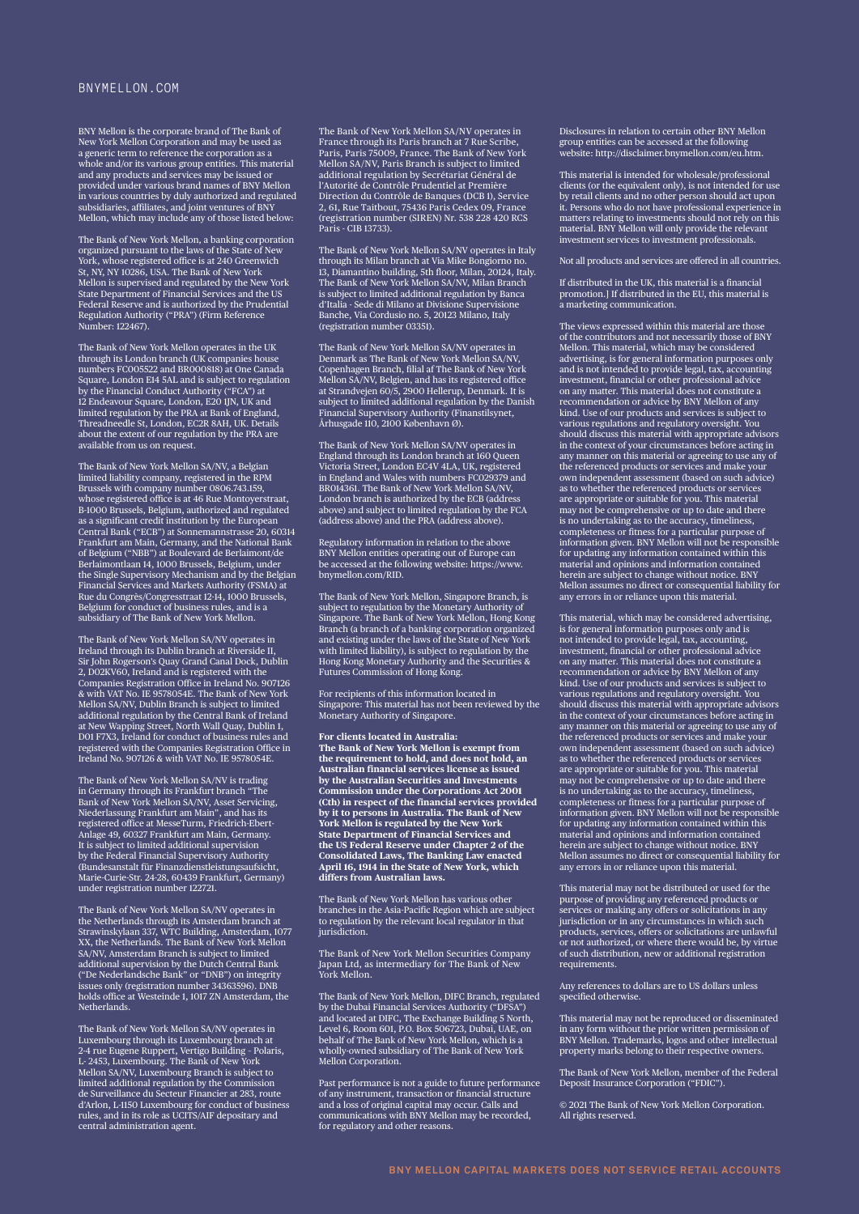BNYMELLON.COM

BNY Mellon is the corporate brand of The Bank of New York Mellon Corporation and may be used as a generic term to reference the corporation as a whole and/or its various group entities. This material and any products and services may be issued or provided under various brand names of BNY Mellon in various countries by duly authorized and regulated subsidiaries, affiliates, and joint ventures of BNY Mellon, which may include any of those listed below:

The Bank of New York Mellon, a banking corporation organized pursuant to the laws of the State of New York, whose registered office is at 240 Greenwich St, NY, NY 10286, USA. The Bank of New York Mellon is supervised and regulated by the New York State Department of Financial Services and the US Federal Reserve and is authorized by the Prudential Regulation Authority ("PRA") (Firm Reference Number: 122467).

The Bank of New York Mellon operates in the UK through its London branch (UK companies house numbers FC005522 and BR000818) at One Canada Square, London E14 5AL and is subject to regulation by the Financial Conduct Authority ("FCA") at 12 Endeavour Square, London, E20 1JN, UK and limited regulation by the PRA at Bank of England, Threadneedle St, London, EC2R 8AH, UK. Details about the extent of our regulation by the PRA are available from us on request.

The Bank of New York Mellon SA/NV, a Belgian limited liability company, registered in the RPM Brussels with company number 0806.743.159, whose registered office is at 46 Rue Montoyerstraat, B-1000 Brussels, Belgium, authorized and regulated as a significant credit institution by the European Central Bank ("ECB") at Sonnemannstrasse 20, 60314 Frankfurt am Main, Germany, and the National Bank of Belgium ("NBB") at Boulevard de Berlaimont/de Berlaimontlaan 14, 1000 Brussels, Belgium, under the Single Supervisory Mechanism and by the Belgian Financial Services and Markets Authority (FSMA) at Rue du Congrès/Congresstraat 12-14, 1000 Brussels, Belgium for conduct of business rules, and is a subsidiary of The Bank of New York Mellon.

The Bank of New York Mellon SA/NV operates in Ireland through its Dublin branch at Riverside II, Sir John Rogerson's Quay Grand Canal Dock, Dublin 2, D02KV60, Ireland and is registered with the Companies Registration Office in Ireland No. 907126 & with VAT No. IE 9578054E. The Bank of New York Mellon SA/NV, Dublin Branch is subject to limited additional regulation by the Central Bank of Ireland at New Wapping Street, North Wall Quay, Dublin 1, D01 F7X3, Ireland for conduct of business rules and registered with the Companies Registration Office in Ireland No. 907126 & with VAT No. IE 9578054E.

The Bank of New York Mellon SA/NV is trading in Germany through its Frankfurt branch "The Bank of New York Mellon SA/NV, Asset Servicing, Niederlassung Frankfurt am Main", and has its registered office at MesseTurm, Friedrich-Ebert-Anlage 49, 60327 Frankfurt am Main, Germany. It is subject to limited additional supervision by the Federal Financial Supervisory Authority (Bundesanstalt für Finanzdienstleistungsaufsicht, Marie-Curie-Str. 24-28, 60439 Frankfurt, Germany) under registration number 122721.

The Bank of New York Mellon SA/NV operates in the Netherlands through its Amsterdam branch at Strawinskylaan 337, WTC Building, Amsterdam, 1077 XX, the Netherlands. The Bank of New York Mellon SA/NV, Amsterdam Branch is subject to limited additional supervision by the Dutch Central Bank ("De Nederlandsche Bank" or "DNB") on integrity issues only (registration number 34363596). DNB holds office at Westeinde 1, 1017 ZN Amsterdam, the Netherlands.

The Bank of New York Mellon SA/NV operates in Luxembourg through its Luxembourg branch at 2-4 rue Eugene Ruppert, Vertigo Building - Polaris, L- 2453, Luxembourg. The Bank of New York Mellon SA/NV, Luxembourg Branch is subject to limited additional regulation by the Commission de Surveillance du Secteur Financier at 283, route d'Arlon, L-1150 Luxembourg for conduct of business rules, and in its role as UCITS/AIF depositary and central administration agent.

The Bank of New York Mellon SA/NV operates in France through its Paris branch at 7 Rue Scribe, Paris, Paris 75009, France. The Bank of New York Mellon SA/NV, Paris Branch is subject to limited additional regulation by Secrétariat Général de l'Autorité de Contrôle Prudentiel at Première Direction du Contrôle de Banques (DCB 1), Service 2, 61, Rue Taitbout, 75436 Paris Cedex 09, France (registration number (SIREN) Nr. 538 228 420 RCS Paris - CIB 13733).

The Bank of New York Mellon SA/NV operates in Italy through its Milan branch at Via Mike Bongiorno no. 13, Diamantino building, 5th floor, Milan, 20124, Italy. The Bank of New York Mellon SA/NV, Milan Branch is subject to limited additional regulation by Banca d'Italia - Sede di Milano at Divisione Supervisione Banche, Via Cordusio no. 5, 20123 Milano, Italy (registration number 03351).

The Bank of New York Mellon SA/NV operates in Denmark as The Bank of New York Mellon SA/NV, Copenhagen Branch, filial af The Bank of New York Mellon SA/NV, Belgien, and has its registered office at Strandvejen 60/5, 2900 Hellerup, Denmark. It is subject to limited additional regulation by the Danish Financial Supervisory Authority (Finanstilsynet, Århusgade 110, 2100 København Ø).

The Bank of New York Mellon SA/NV operates in England through its London branch at 160 Queen Victoria Street, London EC4V 4LA, UK, registered in England and Wales with numbers FC029379 and BR014361. The Bank of New York Mellon SA/NV, London branch is authorized by the ECB (address above) and subject to limited regulation by the FCA (address above) and the PRA (address above).

Regulatory information in relation to the above BNY Mellon entities operating out of Europe can be accessed at the following website: https://www.bnymellon.com/RID.

The Bank of New York Mellon, Singapore Branch, is subject to regulation by the Monetary Authority of Singapore. The Bank of New York Mellon, Hong Kong Branch (a branch of a banking corporation organized and existing under the laws of the State of New York with limited liability), is subject to regulation by the Hong Kong Monetary Authority and the Securities & Futures Commission of Hong Kong.

For recipients of this information located in Singapore: This material has not been reviewed by the Monetary Authority of Singapore.

**For clients located in Australia:**
**The Bank of New York Mellon is exempt from the requirement to hold, and does not hold, an Australian financial services license as issued by the Australian Securities and Investments Commission under the Corporations Act 2001 (Cth) in respect of the financial services provided by it to persons in Australia. The Bank of New York Mellon is regulated by the New York State Department of Financial Services and the US Federal Reserve under Chapter 2 of the Consolidated Laws, The Banking Law enacted April 16, 1914 in the State of New York, which differs from Australian laws.**

The Bank of New York Mellon has various other branches in the Asia-Pacific Region which are subject to regulation by the relevant local regulator in that jurisdiction.

The Bank of New York Mellon Securities Company Japan Ltd, as intermediary for The Bank of New York Mellon.

The Bank of New York Mellon, DIFC Branch, regulated by the Dubai Financial Services Authority ("DFSA") and located at DIFC, The Exchange Building 5 North, Level 6, Room 601, P.O. Box 506723, Dubai, UAE, on behalf of The Bank of New York Mellon, which is a wholly-owned subsidiary of The Bank of New York Mellon Corporation.

Past performance is not a guide to future performance of any instrument, transaction or financial structure and a loss of original capital may occur. Calls and communications with BNY Mellon may be recorded, for regulatory and other reasons.

Disclosures in relation to certain other BNY Mellon group entities can be accessed at the following website: http://disclaimer.bnymellon.com/eu.htm.

This material is intended for wholesale/professional clients (or the equivalent only), is not intended for use by retail clients and no other person should act upon it. Persons who do not have professional experience in matters relating to investments should not rely on this material. BNY Mellon will only provide the relevant investment services to investment professionals.

Not all products and services are offered in all countries.

If distributed in the UK, this material is a financial promotion.] If distributed in the EU, this material is a marketing communication.

The views expressed within this material are those of the contributors and not necessarily those of BNY Mellon. This material, which may be considered advertising, is for general information purposes only and is not intended to provide legal, tax, accounting investment, financial or other professional advice on any matter. This material does not constitute a recommendation or advice by BNY Mellon of any kind. Use of our products and services is subject to various regulations and regulatory oversight. You should discuss this material with appropriate advisors in the context of your circumstances before acting in any manner on this material or agreeing to use any of the referenced products or services and make your own independent assessment (based on such advice) as to whether the referenced products or services are appropriate or suitable for you. This material may not be comprehensive or up to date and there is no undertaking as to the accuracy, timeliness, completeness or fitness for a particular purpose of information given. BNY Mellon will not be responsible for updating any information contained within this material and opinions and information contained herein are subject to change without notice. BNY Mellon assumes no direct or consequential liability for any errors in or reliance upon this material.

This material, which may be considered advertising, is for general information purposes only and is not intended to provide legal, tax, accounting, investment, financial or other professional advice on any matter. This material does not constitute a recommendation or advice by BNY Mellon of any kind. Use of our products and services is subject to various regulations and regulatory oversight. You should discuss this material with appropriate advisors in the context of your circumstances before acting in any manner on this material or agreeing to use any of the referenced products or services and make your own independent assessment (based on such advice) as to whether the referenced products or services are appropriate or suitable for you. This material may not be comprehensive or up to date and there is no undertaking as to the accuracy, timeliness, completeness or fitness for a particular purpose of information given. BNY Mellon will not be responsible for updating any information contained within this material and opinions and information contained herein are subject to change without notice. BNY Mellon assumes no direct or consequential liability for any errors in or reliance upon this material.

This material may not be distributed or used for the purpose of providing any referenced products or services or making any offers or solicitations in any jurisdiction or in any circumstances in which such products, services, offers or solicitations are unlawful or not authorized, or where there would be, by virtue of such distribution, new or additional registration requirements.

Any references to dollars are to US dollars unless specified otherwise.

This material may not be reproduced or disseminated in any form without the prior written permission of BNY Mellon. Trademarks, logos and other intellectual property marks belong to their respective owners.

The Bank of New York Mellon, member of the Federal Deposit Insurance Corporation ("FDIC").

© 2021 The Bank of New York Mellon Corporation. All rights reserved.

**BNY MELLON CAPITAL MARKETS DOES NOT SERVICE RETAIL ACCOUNTS**